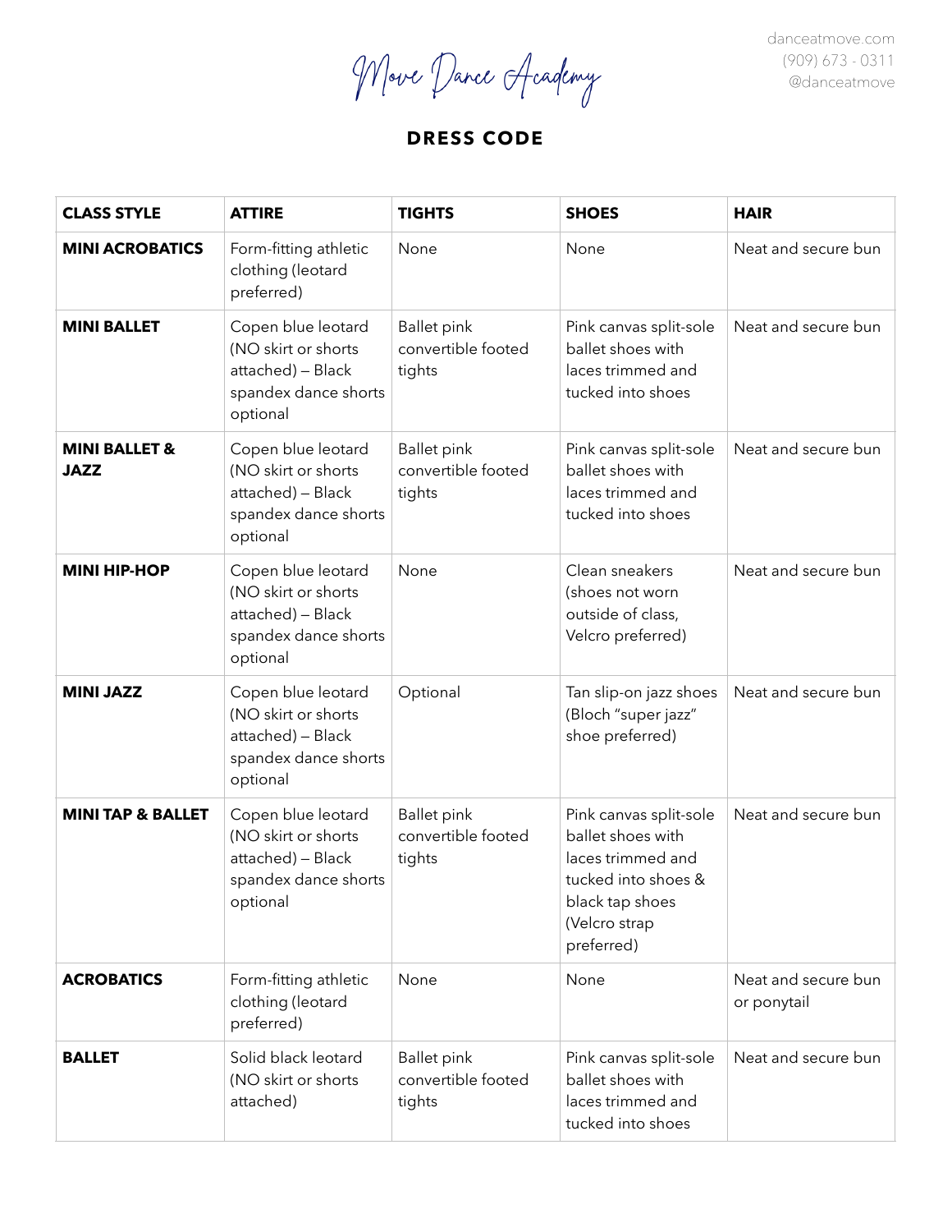# Move Dance Academy

danceatmove.com
(909) 673 - 0311
@danceatmove

## DRESS CODE

| CLASS STYLE | ATTIRE | TIGHTS | SHOES | HAIR |
|---|---|---|---|---|
| **MINI ACROBATICS** | Form-fitting athletic clothing (leotard preferred) | None | None | Neat and secure bun |
| **MINI BALLET** | Copen blue leotard (NO skirt or shorts attached) – Black spandex dance shorts optional | Ballet pink convertible footed tights | Pink canvas split-sole ballet shoes with laces trimmed and tucked into shoes | Neat and secure bun |
| **MINI BALLET & JAZZ** | Copen blue leotard (NO skirt or shorts attached) – Black spandex dance shorts optional | Ballet pink convertible footed tights | Pink canvas split-sole ballet shoes with laces trimmed and tucked into shoes | Neat and secure bun |
| **MINI HIP-HOP** | Copen blue leotard (NO skirt or shorts attached) – Black spandex dance shorts optional | None | Clean sneakers (shoes not worn outside of class, Velcro preferred) | Neat and secure bun |
| **MINI JAZZ** | Copen blue leotard (NO skirt or shorts attached) – Black spandex dance shorts optional | Optional | Tan slip-on jazz shoes (Bloch "super jazz" shoe preferred) | Neat and secure bun |
| **MINI TAP & BALLET** | Copen blue leotard (NO skirt or shorts attached) – Black spandex dance shorts optional | Ballet pink convertible footed tights | Pink canvas split-sole ballet shoes with laces trimmed and tucked into shoes & black tap shoes (Velcro strap preferred) | Neat and secure bun |
| **ACROBATICS** | Form-fitting athletic clothing (leotard preferred) | None | None | Neat and secure bun or ponytail |
| **BALLET** | Solid black leotard (NO skirt or shorts attached) | Ballet pink convertible footed tights | Pink canvas split-sole ballet shoes with laces trimmed and tucked into shoes | Neat and secure bun |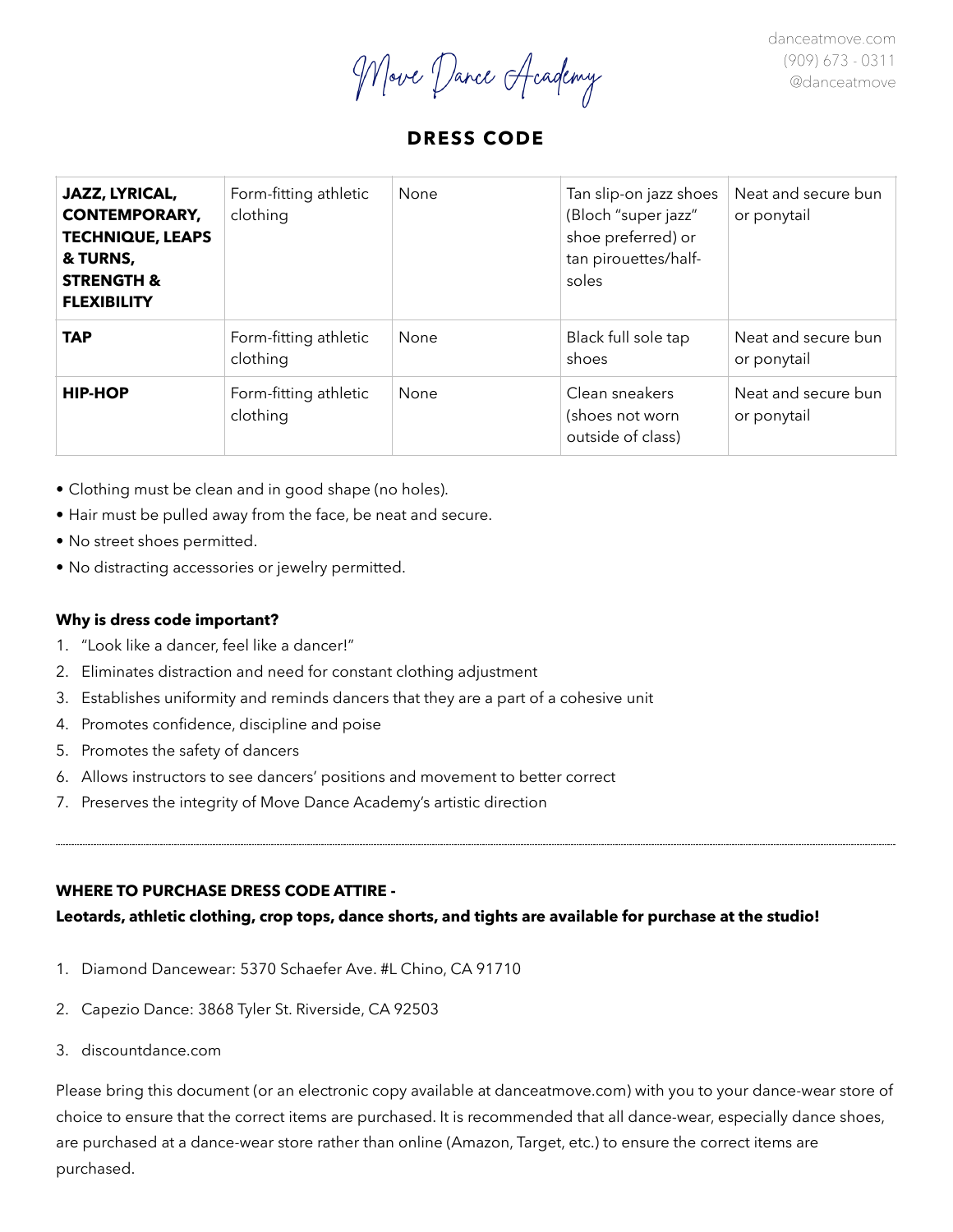Move Dance Academy

danceatmove.com
(909) 673 - 0311
@danceatmove

# DRESS CODE

| | | | | |
|---|---|---|---|---|
| **JAZZ, LYRICAL, CONTEMPORARY, TECHNIQUE, LEAPS & TURNS, STRENGTH & FLEXIBILITY** | Form-fitting athletic clothing | None | Tan slip-on jazz shoes (Bloch "super jazz" shoe preferred) or tan pirouettes/half-soles | Neat and secure bun or ponytail |
| **TAP** | Form-fitting athletic clothing | None | Black full sole tap shoes | Neat and secure bun or ponytail |
| **HIP-HOP** | Form-fitting athletic clothing | None | Clean sneakers (shoes not worn outside of class) | Neat and secure bun or ponytail |

- Clothing must be clean and in good shape (no holes).
- Hair must be pulled away from the face, be neat and secure.
- No street shoes permitted.
- No distracting accessories or jewelry permitted.

**Why is dress code important?**

1. "Look like a dancer, feel like a dancer!"
2. Eliminates distraction and need for constant clothing adjustment
3. Establishes uniformity and reminds dancers that they are a part of a cohesive unit
4. Promotes confidence, discipline and poise
5. Promotes the safety of dancers
6. Allows instructors to see dancers' positions and movement to better correct
7. Preserves the integrity of Move Dance Academy's artistic direction

---

**WHERE TO PURCHASE DRESS CODE ATTIRE -**
**Leotards, athletic clothing, crop tops, dance shorts, and tights are available for purchase at the studio!**

1. Diamond Dancewear: 5370 Schaefer Ave. #L Chino, CA 91710
2. Capezio Dance: 3868 Tyler St. Riverside, CA 92503
3. discountdance.com

Please bring this document (or an electronic copy available at danceatmove.com) with you to your dance-wear store of choice to ensure that the correct items are purchased. It is recommended that all dance-wear, especially dance shoes, are purchased at a dance-wear store rather than online (Amazon, Target, etc.) to ensure the correct items are purchased.